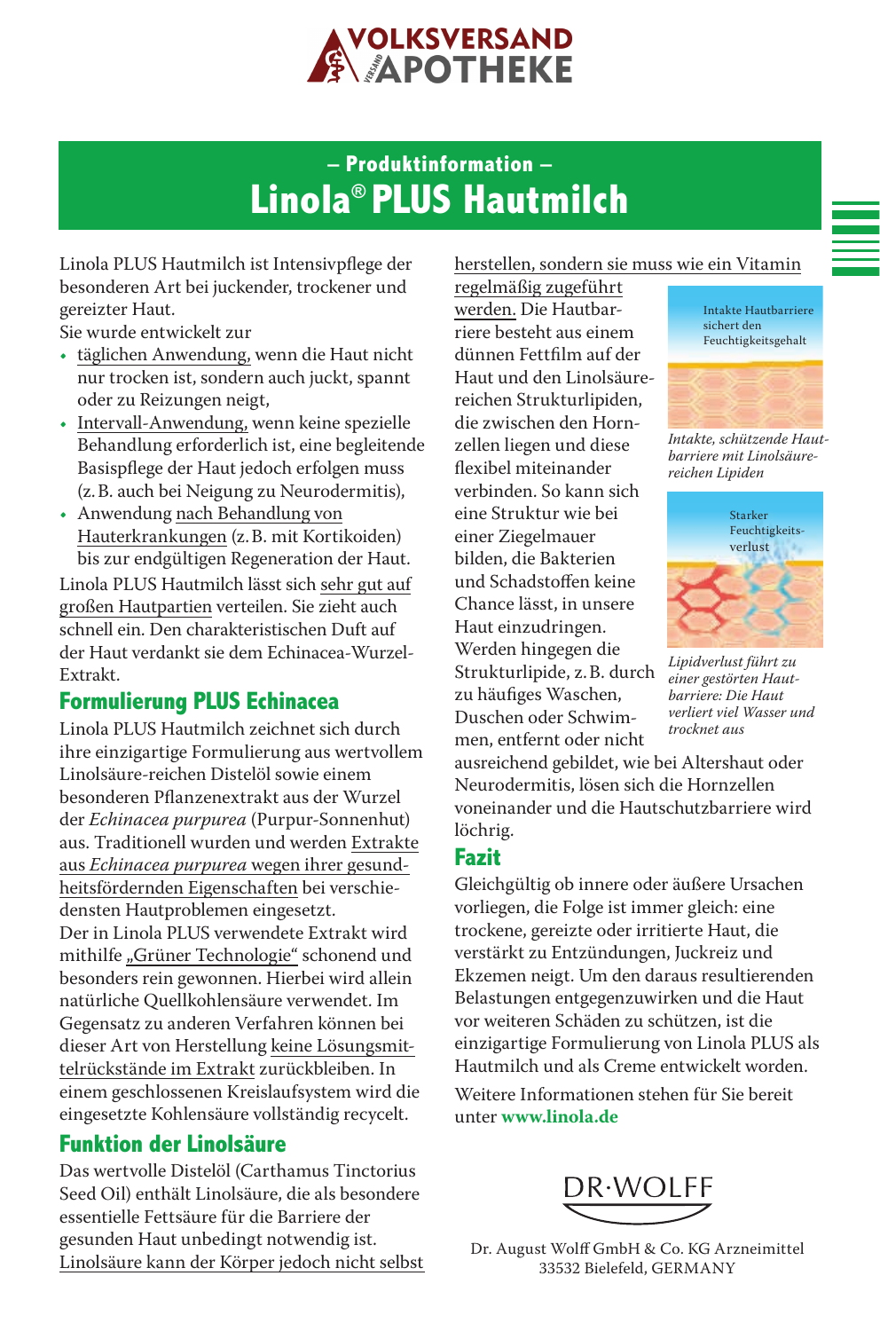# – Produktinformation –

# Linola® PLUS Hautmilch

Linola PLUS Hautmilch ist Intensivpflege der besonderen Art bei juckender, trockener und gereizter Haut.

Sie wurde entwickelt zur

- täglichen Anwendung, wenn die Haut nicht nur trocken ist, sondern auch juckt, spannt oder zu Reizungen neigt,
- Intervall-Anwendung, wenn keine spezielle Behandlung erforderlich ist, eine begleitende Basispflege der Haut jedoch erfolgen muss (z. B. auch bei Neigung zu Neurodermitis),
- Anwendung nach Behandlung von Hauterkrankungen (z. B. mit Kortikoiden) bis zur endgültigen Regeneration der Haut.

Linola PLUS Hautmilch lässt sich sehr gut auf großen Hautpartien verteilen. Sie zieht auch schnell ein. Den charakteristischen Duft auf der Haut verdankt sie dem Echinacea-Wurzel-Extrakt.

## Formulierung PLUS Echinacea

Linola PLUS Hautmilch zeichnet sich durch ihre einzigartige Formulierung aus wertvollem Linolsäure-reichen Distelöl sowie einem besonderen Pflanzenextrakt aus der Wurzel der *Echinacea purpurea* (Purpur-Sonnenhut) aus. Traditionell wurden und werden Extrakte aus *Echinacea purpurea* wegen ihrer gesundheitsfördernden Eigenschaften bei verschiedensten Hautproblemen eingesetzt.

Der in Linola PLUS verwendete Extrakt wird mithilfe „Grüner Technologie" schonend und besonders rein gewonnen. Hierbei wird allein natürliche Quellkohlensäure verwendet. Im Gegensatz zu anderen Verfahren können bei dieser Art von Herstellung keine Lösungsmittelrückstände im Extrakt zurückbleiben. In einem geschlossenen Kreislaufsystem wird die eingesetzte Kohlensäure vollständig recycelt.

## Funktion der Linolsäure

Das wertvolle Distelöl (Carthamus Tinctorius Seed Oil) enthält Linolsäure, die als besondere essentielle Fettsäure für die Barriere der gesunden Haut unbedingt notwendig ist. Linolsäure kann der Körper jedoch nicht selbst herstellen, sondern sie muss wie ein Vitamin regelmäßig zugeführt werden. Die Hautbarriere besteht aus einem dünnen Fettfilm auf der Haut und den Linolsäure-reichen Strukturlipiden, die zwischen den Hornzellen liegen und diese flexibel miteinander verbinden. So kann sich eine Struktur wie bei einer Ziegelmauer bilden, die Bakterien und Schadstoffen keine Chance lässt, in unsere Haut einzudringen. Werden hingegen die Strukturlipide, z. B. durch zu häufiges Waschen, Duschen oder Schwimmen, entfernt oder nicht ausreichend gebildet, wie bei Altershaut oder Neurodermitis, lösen sich die Hornzellen voneinander und die Hautschutzbarriere wird löchrig.

Intakte Hautbarriere sichert den Feuchtigkeitsgehalt

*Intakte, schützende Hautbarriere mit Linolsäure-reichen Lipiden*

Starker Feuchtigkeitsverlust

*Lipidverlust führt zu einer gestörten Hautbarriere: Die Haut verliert viel Wasser und trocknet aus*

## Fazit

Gleichgültig ob innere oder äußere Ursachen vorliegen, die Folge ist immer gleich: eine trockene, gereizte oder irritierte Haut, die verstärkt zu Entzündungen, Juckreiz und Ekzemen neigt. Um den daraus resultierenden Belastungen entgegenzuwirken und die Haut vor weiteren Schäden zu schützen, ist die einzigartige Formulierung von Linola PLUS als Hautmilch und als Creme entwickelt worden.

Weitere Informationen stehen für Sie bereit unter **www.linola.de**

DR·WOLFF

Dr. August Wolff GmbH & Co. KG Arzneimittel
33532 Bielefeld, GERMANY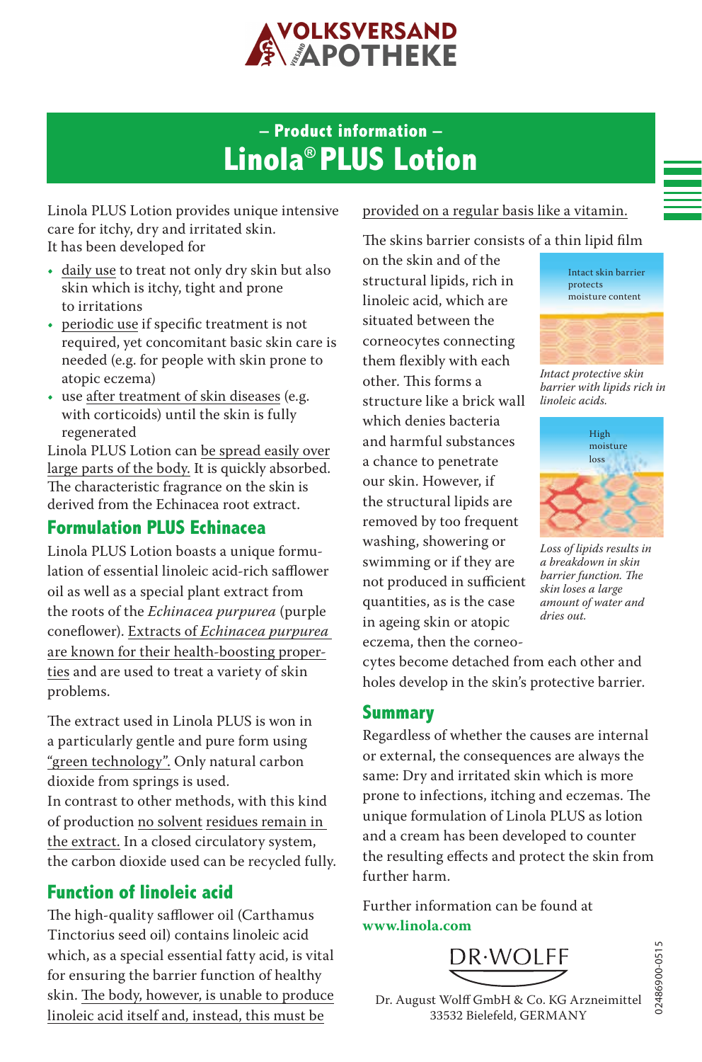# VOLKSVERSAND APOTHEKE

## – Product information –

# Linola® PLUS Lotion

Linola PLUS Lotion provides unique intensive care for itchy, dry and irritated skin.
It has been developed for

- daily use to treat not only dry skin but also skin which is itchy, tight and prone to irritations
- periodic use if specific treatment is not required, yet concomitant basic skin care is needed (e.g. for people with skin prone to atopic eczema)
- use after treatment of skin diseases (e.g. with corticoids) until the skin is fully regenerated

Linola PLUS Lotion can be spread easily over large parts of the body. It is quickly absorbed. The characteristic fragrance on the skin is derived from the Echinacea root extract.

## Formulation PLUS Echinacea

Linola PLUS Lotion boasts a unique formulation of essential linoleic acid-rich safflower oil as well as a special plant extract from the roots of the *Echinacea purpurea* (purple coneflower). Extracts of *Echinacea purpurea* are known for their health-boosting properties and are used to treat a variety of skin problems.

The extract used in Linola PLUS is won in a particularly gentle and pure form using "green technology". Only natural carbon dioxide from springs is used.
In contrast to other methods, with this kind of production no solvent residues remain in the extract. In a closed circulatory system, the carbon dioxide used can be recycled fully.

## Function of linoleic acid

The high-quality safflower oil (Carthamus Tinctorius seed oil) contains linoleic acid which, as a special essential fatty acid, is vital for ensuring the barrier function of healthy skin. The body, however, is unable to produce linoleic acid itself and, instead, this must be provided on a regular basis like a vitamin.

The skins barrier consists of a thin lipid film on the skin and of the structural lipids, rich in linoleic acid, which are situated between the corneocytes connecting them flexibly with each other. This forms a structure like a brick wall which denies bacteria and harmful substances a chance to penetrate our skin. However, if the structural lipids are removed by too frequent washing, showering or swimming or if they are not produced in sufficient quantities, as is the case in ageing skin or atopic eczema, then the corneocytes become detached from each other and holes develop in the skin's protective barrier.

Intact skin barrier protects moisture content

*Intact protective skin barrier with lipids rich in linoleic acids.*

High moisture loss

*Loss of lipids results in a breakdown in skin barrier function. The skin loses a large amount of water and dries out.*

## Summary

Regardless of whether the causes are internal or external, the consequences are always the same: Dry and irritated skin which is more prone to infections, itching and eczemas. The unique formulation of Linola PLUS as lotion and a cream has been developed to counter the resulting effects and protect the skin from further harm.

Further information can be found at **www.linola.com**

DR·WOLFF

Dr. August Wolff GmbH & Co. KG Arzneimittel
33532 Bielefeld, GERMANY

02486900-0515